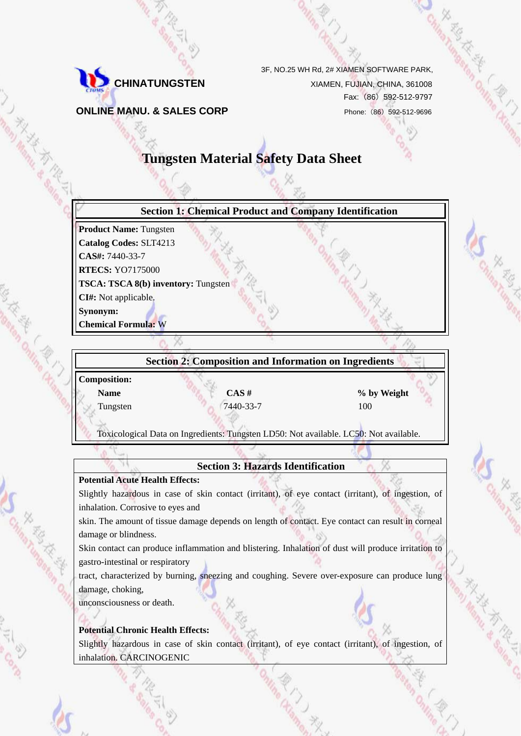**CHINATUNGSTEN**

**ONLINE MANU. & SALES CORP**

3F, NO.25 WH Rd, 2# XIAMEN SOFTWARE PARK,
XIAMEN, FUJIAN, CHINA, 361008
Fax: (86) 592-512-9797
Phone: (86) 592-512-9696

# Tungsten Material Safety Data Sheet

## Section 1: Chemical Product and Company Identification

**Product Name:** Tungsten
**Catalog Codes:** SLT4213
**CAS#:** 7440-33-7
**RTECS:** YO7175000
**TSCA: TSCA 8(b) inventory:** Tungsten
**CI#:** Not applicable.
**Synonym:**
**Chemical Formula:** W

## Section 2: Composition and Information on Ingredients

**Composition:**

| Name | CAS # | % by Weight |
|---|---|---|
| Tungsten | 7440-33-7 | 100 |

Toxicological Data on Ingredients: Tungsten LD50: Not available. LC50: Not available.

## Section 3: Hazards Identification

**Potential Acute Health Effects:**

Slightly hazardous in case of skin contact (irritant), of eye contact (irritant), of ingestion, of inhalation. Corrosive to eyes and
skin. The amount of tissue damage depends on length of contact. Eye contact can result in corneal damage or blindness.
Skin contact can produce inflammation and blistering. Inhalation of dust will produce irritation to gastro-intestinal or respiratory
tract, characterized by burning, sneezing and coughing. Severe over-exposure can produce lung damage, choking,
unconsciousness or death.

**Potential Chronic Health Effects:**

Slightly hazardous in case of skin contact (irritant), of eye contact (irritant), of ingestion, of inhalation. CARCINOGENIC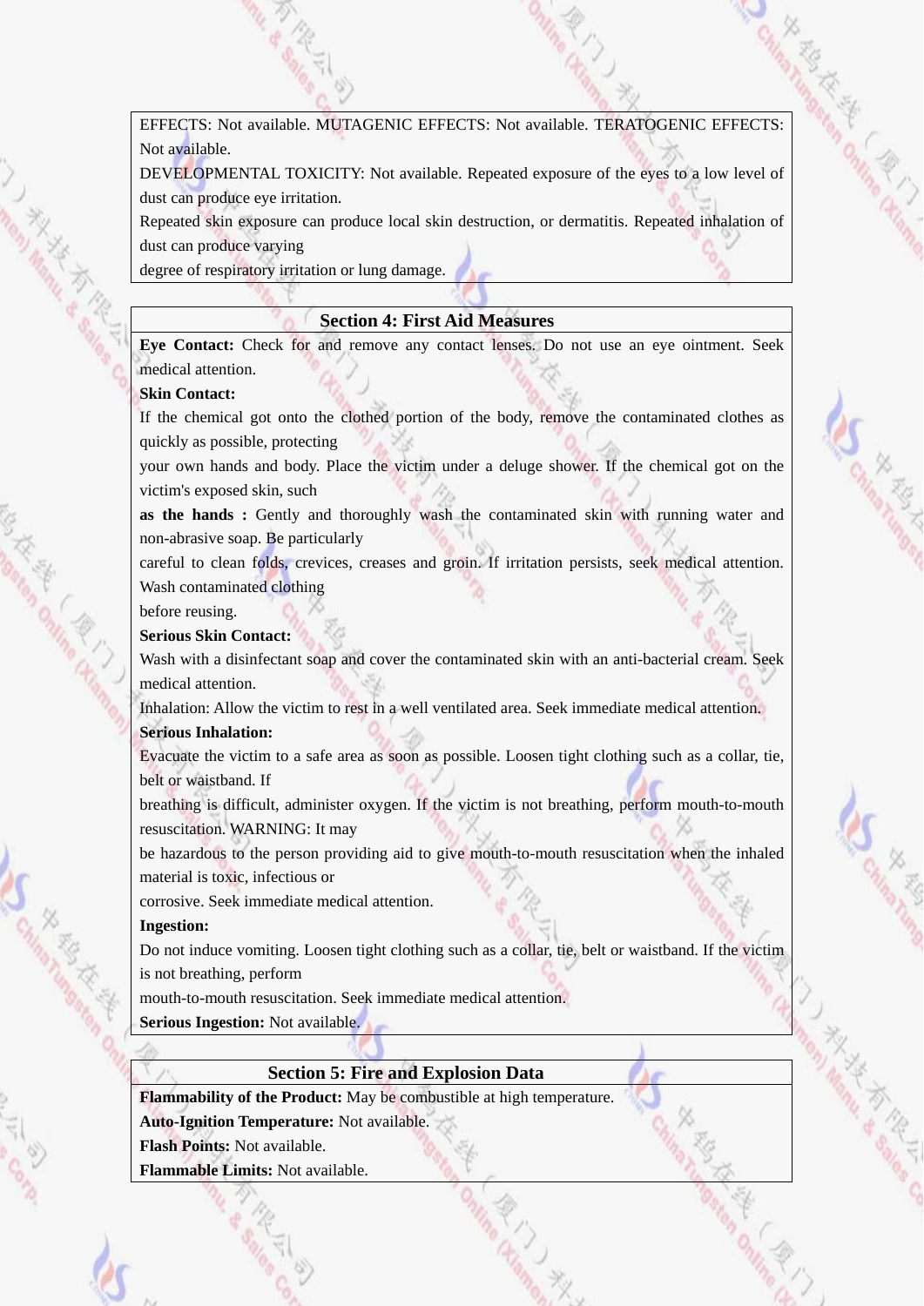EFFECTS: Not available. MUTAGENIC EFFECTS: Not available. TERATOGENIC EFFECTS: Not available.

DEVELOPMENTAL TOXICITY: Not available. Repeated exposure of the eyes to a low level of dust can produce eye irritation.

Repeated skin exposure can produce local skin destruction, or dermatitis. Repeated inhalation of dust can produce varying degree of respiratory irritation or lung damage.

## Section 4: First Aid Measures

**Eye Contact:** Check for and remove any contact lenses. Do not use an eye ointment. Seek medical attention.

**Skin Contact:**

If the chemical got onto the clothed portion of the body, remove the contaminated clothes as quickly as possible, protecting your own hands and body. Place the victim under a deluge shower. If the chemical got on the victim's exposed skin, such **as the hands :** Gently and thoroughly wash the contaminated skin with running water and non-abrasive soap. Be particularly careful to clean folds, crevices, creases and groin. If irritation persists, seek medical attention. Wash contaminated clothing before reusing.

**Serious Skin Contact:**

Wash with a disinfectant soap and cover the contaminated skin with an anti-bacterial cream. Seek medical attention.

Inhalation: Allow the victim to rest in a well ventilated area. Seek immediate medical attention.

**Serious Inhalation:**

Evacuate the victim to a safe area as soon as possible. Loosen tight clothing such as a collar, tie, belt or waistband. If breathing is difficult, administer oxygen. If the victim is not breathing, perform mouth-to-mouth resuscitation. WARNING: It may be hazardous to the person providing aid to give mouth-to-mouth resuscitation when the inhaled material is toxic, infectious or corrosive. Seek immediate medical attention.

**Ingestion:**

Do not induce vomiting. Loosen tight clothing such as a collar, tie, belt or waistband. If the victim is not breathing, perform mouth-to-mouth resuscitation. Seek immediate medical attention.

**Serious Ingestion:** Not available.

## Section 5: Fire and Explosion Data

**Flammability of the Product:** May be combustible at high temperature.

**Auto-Ignition Temperature:** Not available.

**Flash Points:** Not available.

**Flammable Limits:** Not available.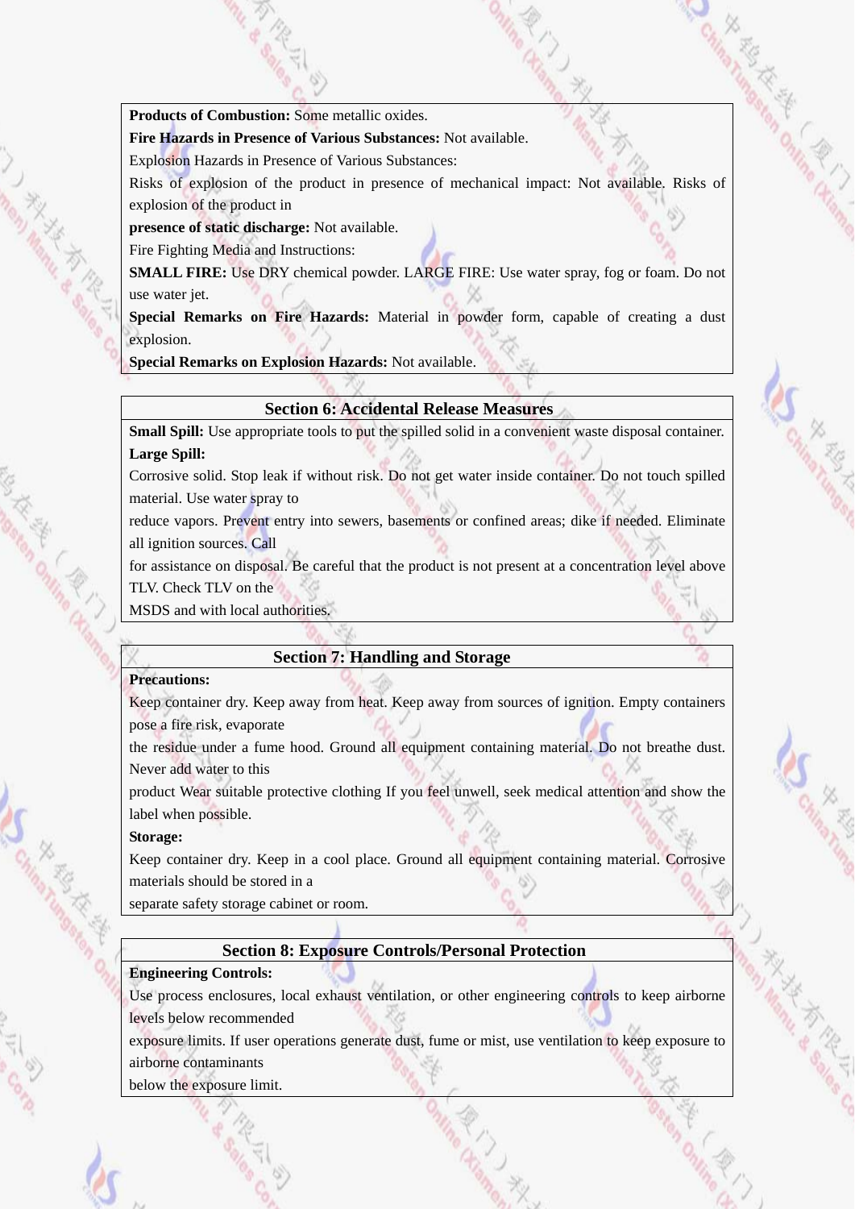**Products of Combustion:** Some metallic oxides.

**Fire Hazards in Presence of Various Substances:** Not available.

Explosion Hazards in Presence of Various Substances:

Risks of explosion of the product in presence of mechanical impact: Not available. Risks of explosion of the product in

**presence of static discharge:** Not available.

Fire Fighting Media and Instructions:

**SMALL FIRE:** Use DRY chemical powder. LARGE FIRE: Use water spray, fog or foam. Do not use water jet.

**Special Remarks on Fire Hazards:** Material in powder form, capable of creating a dust explosion.

**Special Remarks on Explosion Hazards:** Not available.

## Section 6: Accidental Release Measures

**Small Spill:** Use appropriate tools to put the spilled solid in a convenient waste disposal container.

**Large Spill:**

Corrosive solid. Stop leak if without risk. Do not get water inside container. Do not touch spilled material. Use water spray to

reduce vapors. Prevent entry into sewers, basements or confined areas; dike if needed. Eliminate all ignition sources. Call

for assistance on disposal. Be careful that the product is not present at a concentration level above TLV. Check TLV on the

MSDS and with local authorities.

## Section 7: Handling and Storage

**Precautions:**

Keep container dry. Keep away from heat. Keep away from sources of ignition. Empty containers pose a fire risk, evaporate

the residue under a fume hood. Ground all equipment containing material. Do not breathe dust. Never add water to this

product Wear suitable protective clothing If you feel unwell, seek medical attention and show the label when possible.

**Storage:**

Keep container dry. Keep in a cool place. Ground all equipment containing material. Corrosive materials should be stored in a

separate safety storage cabinet or room.

## Section 8: Exposure Controls/Personal Protection

**Engineering Controls:**

Use process enclosures, local exhaust ventilation, or other engineering controls to keep airborne levels below recommended

exposure limits. If user operations generate dust, fume or mist, use ventilation to keep exposure to airborne contaminants

below the exposure limit.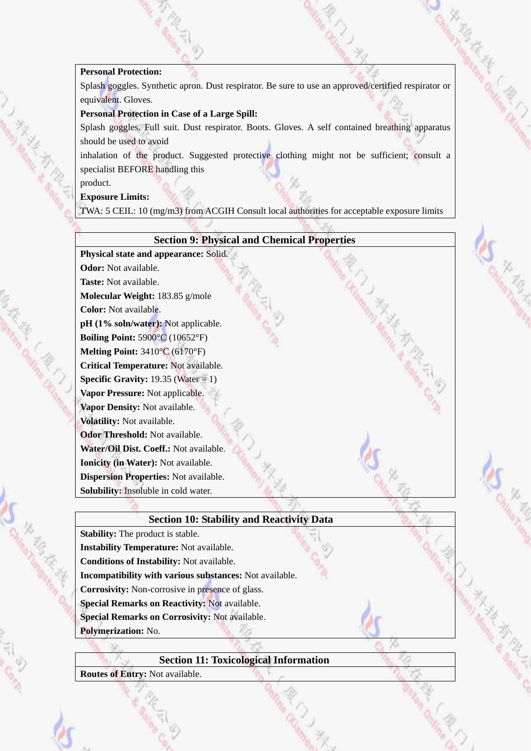**Personal Protection:**

Splash goggles. Synthetic apron. Dust respirator. Be sure to use an approved/certified respirator or equivalent. Gloves.

**Personal Protection in Case of a Large Spill:**

Splash goggles. Full suit. Dust respirator. Boots. Gloves. A self contained breathing apparatus should be used to avoid

inhalation of the product. Suggested protective clothing might not be sufficient; consult a specialist BEFORE handling this

product.

**Exposure Limits:**

TWA: 5 CEIL: 10 (mg/m3) from ACGIH Consult local authorities for acceptable exposure limits

## Section 9: Physical and Chemical Properties

**Physical state and appearance:** Solid.

**Odor:** Not available.

**Taste:** Not available.

**Molecular Weight:** 183.85 g/mole

**Color:** Not available.

**pH (1% soln/water):** Not applicable.

**Boiling Point:** 5900°C (10652°F)

**Melting Point:** 3410°C (6170°F)

**Critical Temperature:** Not available.

**Specific Gravity:** 19.35 (Water = 1)

**Vapor Pressure:** Not applicable.

**Vapor Density:** Not available.

**Volatility:** Not available.

**Odor Threshold:** Not available.

**Water/Oil Dist. Coeff.:** Not available.

**Ionicity (in Water):** Not available.

**Dispersion Properties:** Not available.

**Solubility:** Insoluble in cold water.

## Section 10: Stability and Reactivity Data

**Stability:** The product is stable.

**Instability Temperature:** Not available.

**Conditions of Instability:** Not available.

**Incompatibility with various substances:** Not available.

**Corrosivity:** Non-corrosive in presence of glass.

**Special Remarks on Reactivity:** Not available.

**Special Remarks on Corrosivity:** Not available.

**Polymerization:** No.

## Section 11: Toxicological Information

**Routes of Entry:** Not available.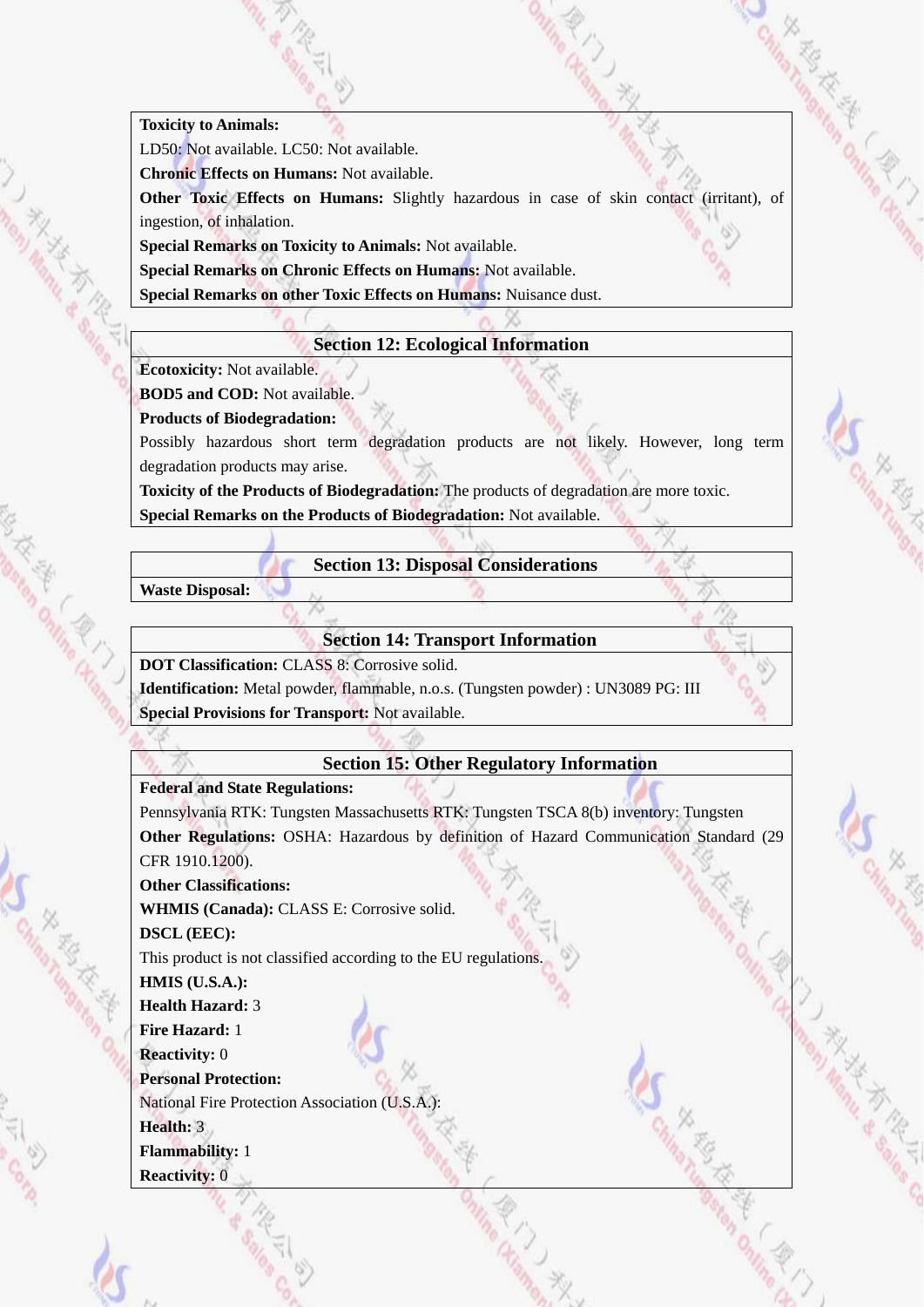**Toxicity to Animals:**

LD50: Not available. LC50: Not available.

**Chronic Effects on Humans:** Not available.

**Other Toxic Effects on Humans:** Slightly hazardous in case of skin contact (irritant), of ingestion, of inhalation.

**Special Remarks on Toxicity to Animals:** Not available.

**Special Remarks on Chronic Effects on Humans:** Not available.

**Special Remarks on other Toxic Effects on Humans:** Nuisance dust.

## Section 12: Ecological Information

**Ecotoxicity:** Not available.

**BOD5 and COD:** Not available.

**Products of Biodegradation:**

Possibly hazardous short term degradation products are not likely. However, long term degradation products may arise.

**Toxicity of the Products of Biodegradation:** The products of degradation are more toxic.

**Special Remarks on the Products of Biodegradation:** Not available.

## Section 13: Disposal Considerations

**Waste Disposal:**

## Section 14: Transport Information

**DOT Classification:** CLASS 8: Corrosive solid.

**Identification:** Metal powder, flammable, n.o.s. (Tungsten powder) : UN3089 PG: III

**Special Provisions for Transport:** Not available.

## Section 15: Other Regulatory Information

**Federal and State Regulations:**

Pennsylvania RTK: Tungsten Massachusetts RTK: Tungsten TSCA 8(b) inventory: Tungsten

**Other Regulations:** OSHA: Hazardous by definition of Hazard Communication Standard (29 CFR 1910.1200).

**Other Classifications:**

**WHMIS (Canada):** CLASS E: Corrosive solid.

**DSCL (EEC):**

This product is not classified according to the EU regulations.

**HMIS (U.S.A.):**

**Health Hazard:** 3

**Fire Hazard:** 1

**Reactivity:** 0

**Personal Protection:**

National Fire Protection Association (U.S.A.):

**Health:** 3

**Flammability:** 1

**Reactivity:** 0